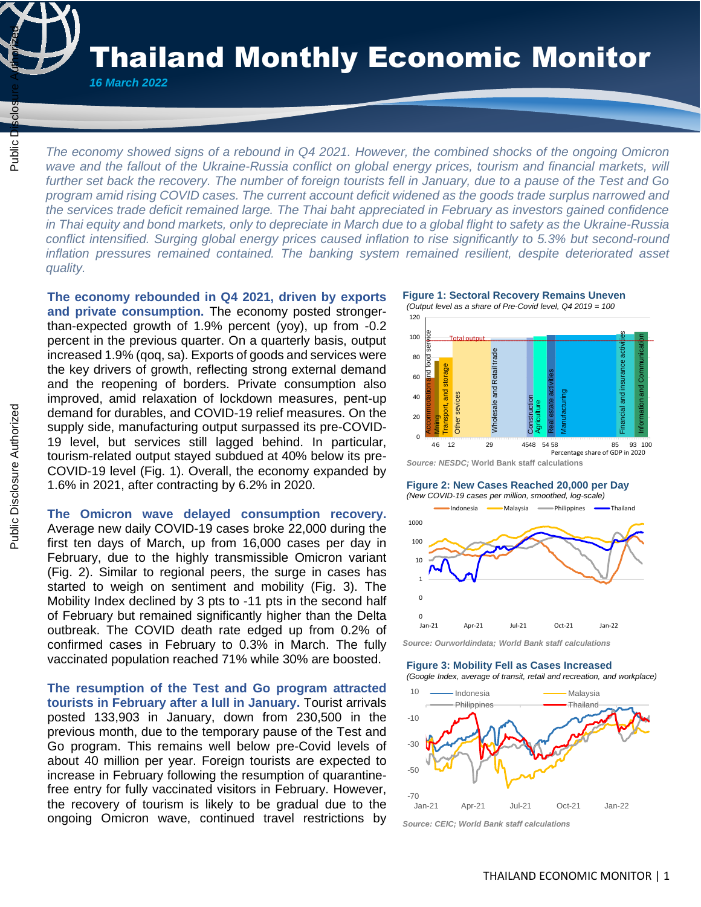# Thailand Monthly Economic Monitor

*16 March 2022*

*The economy showed signs of a rebound in Q4 2021. However, the combined shocks of the ongoing Omicron wave and the fallout of the Ukraine-Russia conflict on global energy prices, tourism and financial markets, will further set back the recovery. The number of foreign tourists fell in January, due to a pause of the Test and Go program amid rising COVID cases. The current account deficit widened as the goods trade surplus narrowed and the services trade deficit remained large. The Thai baht appreciated in February as investors gained confidence in Thai equity and bond markets, only to depreciate in March due to a global flight to safety as the Ukraine-Russia conflict intensified. Surging global energy prices caused inflation to rise significantly to 5.3% but second-round inflation pressures remained contained. The banking system remained resilient, despite deteriorated asset quality.*

**The economy rebounded in Q4 2021, driven by exports and private consumption.** The economy posted stronger-than-expected growth of 1.9% percent (yoy), up from -0.2 percent in the previous quarter. On a quarterly basis, output increased 1.9% (qoq, sa). Exports of goods and services were the key drivers of growth, reflecting strong external demand and the reopening of borders. Private consumption also improved, amid relaxation of lockdown measures, pent-up demand for durables, and COVID-19 relief measures. On the supply side, manufacturing output surpassed its pre-COVID-19 level, but services still lagged behind. In particular, tourism-related output stayed subdued at 40% below its pre-COVID-19 level (Fig. 1). Overall, the economy expanded by 1.6% in 2021, after contracting by 6.2% in 2020.

**The Omicron wave delayed consumption recovery.** Average new daily COVID-19 cases broke 22,000 during the first ten days of March, up from 16,000 cases per day in February, due to the highly transmissible Omicron variant (Fig. 2). Similar to regional peers, the surge in cases has started to weigh on sentiment and mobility (Fig. 3). The Mobility Index declined by 3 pts to -11 pts in the second half of February but remained significantly higher than the Delta outbreak. The COVID death rate edged up from 0.2% of confirmed cases in February to 0.3% in March. The fully vaccinated population reached 71% while 30% are boosted.

**The resumption of the Test and Go program attracted tourists in February after a lull in January.** Tourist arrivals posted 133,903 in January, down from 230,500 in the previous month, due to the temporary pause of the Test and Go program. This remains well below pre-Covid levels of about 40 million per year. Foreign tourists are expected to increase in February following the resumption of quarantine-free entry for fully vaccinated visitors in February. However, the recovery of tourism is likely to be gradual due to the ongoing Omicron wave, continued travel restrictions by

**Figure 1: Sectoral Recovery Remains Uneven**
*(Output level as a share of Pre-Covid level, Q4 2019 = 100*

Source: NESDC; World Bank staff calculations

**Figure 2: New Cases Reached 20,000 per Day**
*(New COVID-19 cases per million, smoothed, log-scale)*

Source: Ourworldindata; World Bank staff calculations

**Figure 3: Mobility Fell as Cases Increased**
*(Google Index, average of transit, retail and recreation, and workplace)*

Source: CEIC; World Bank staff calculations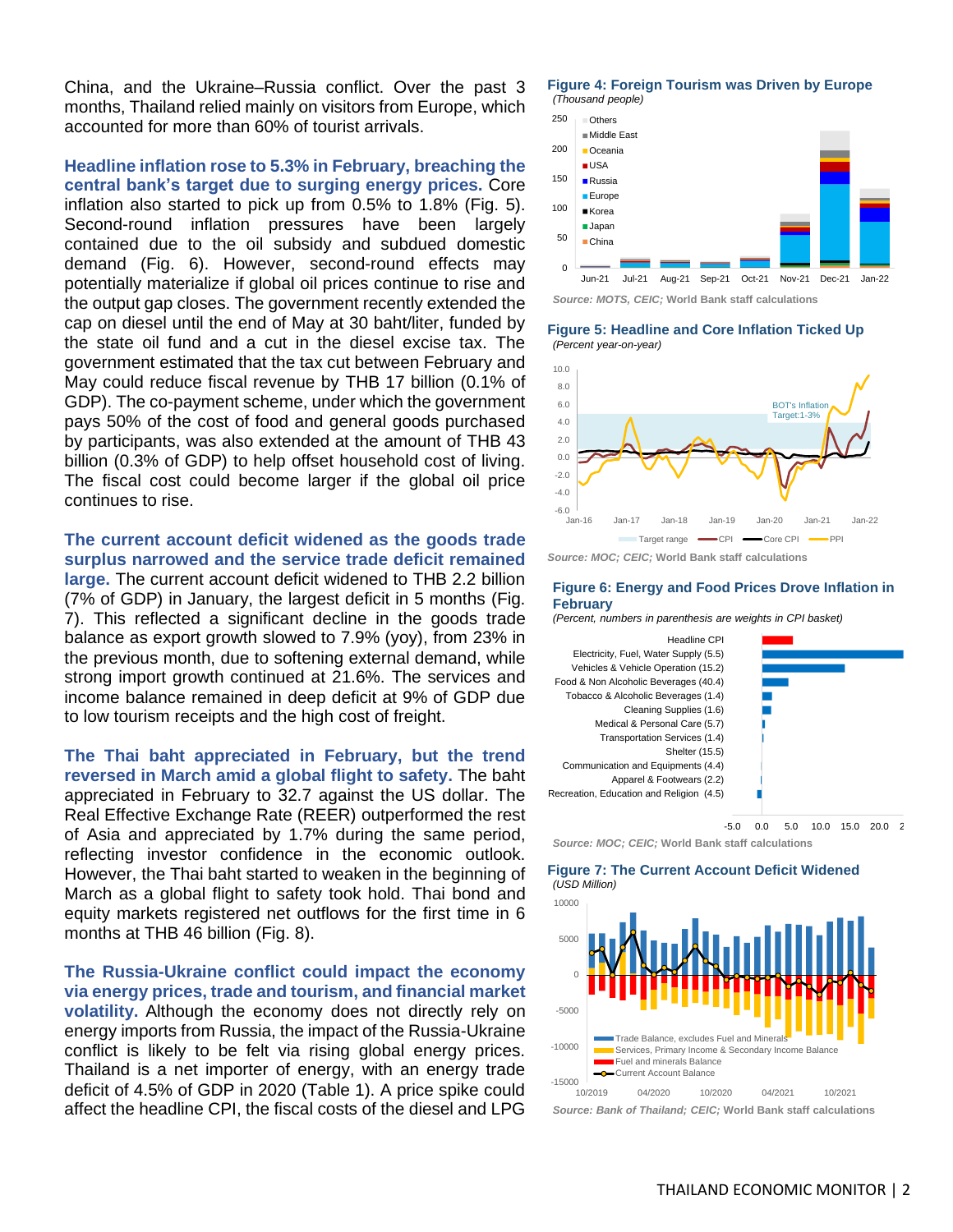China, and the Ukraine–Russia conflict. Over the past 3 months, Thailand relied mainly on visitors from Europe, which accounted for more than 60% of tourist arrivals.

**Headline inflation rose to 5.3% in February, breaching the central bank's target due to surging energy prices.** Core inflation also started to pick up from 0.5% to 1.8% (Fig. 5). Second-round inflation pressures have been largely contained due to the oil subsidy and subdued domestic demand (Fig. 6). However, second-round effects may potentially materialize if global oil prices continue to rise and the output gap closes. The government recently extended the cap on diesel until the end of May at 30 baht/liter, funded by the state oil fund and a cut in the diesel excise tax. The government estimated that the tax cut between February and May could reduce fiscal revenue by THB 17 billion (0.1% of GDP). The co-payment scheme, under which the government pays 50% of the cost of food and general goods purchased by participants, was also extended at the amount of THB 43 billion (0.3% of GDP) to help offset household cost of living. The fiscal cost could become larger if the global oil price continues to rise.

**The current account deficit widened as the goods trade surplus narrowed and the service trade deficit remained large.** The current account deficit widened to THB 2.2 billion (7% of GDP) in January, the largest deficit in 5 months (Fig. 7). This reflected a significant decline in the goods trade balance as export growth slowed to 7.9% (yoy), from 23% in the previous month, due to softening external demand, while strong import growth continued at 21.6%. The services and income balance remained in deep deficit at 9% of GDP due to low tourism receipts and the high cost of freight.

**The Thai baht appreciated in February, but the trend reversed in March amid a global flight to safety.** The baht appreciated in February to 32.7 against the US dollar. The Real Effective Exchange Rate (REER) outperformed the rest of Asia and appreciated by 1.7% during the same period, reflecting investor confidence in the economic outlook. However, the Thai baht started to weaken in the beginning of March as a global flight to safety took hold. Thai bond and equity markets registered net outflows for the first time in 6 months at THB 46 billion (Fig. 8).

**The Russia-Ukraine conflict could impact the economy via energy prices, trade and tourism, and financial market volatility.** Although the economy does not directly rely on energy imports from Russia, the impact of the Russia-Ukraine conflict is likely to be felt via rising global energy prices. Thailand is a net importer of energy, with an energy trade deficit of 4.5% of GDP in 2020 (Table 1). A price spike could affect the headline CPI, the fiscal costs of the diesel and LPG

**Figure 4: Foreign Tourism was Driven by Europe**
*(Thousand people)*

*Source: MOTS, CEIC; World Bank staff calculations*

**Figure 5: Headline and Core Inflation Ticked Up**
*(Percent year-on-year)*

*Source: MOC; CEIC; World Bank staff calculations*

**Figure 6: Energy and Food Prices Drove Inflation in February**
*(Percent, numbers in parenthesis are weights in CPI basket)*

*Source: MOC; CEIC; World Bank staff calculations*

**Figure 7: The Current Account Deficit Widened**
*(USD Million)*

*Source: Bank of Thailand; CEIC; World Bank staff calculations*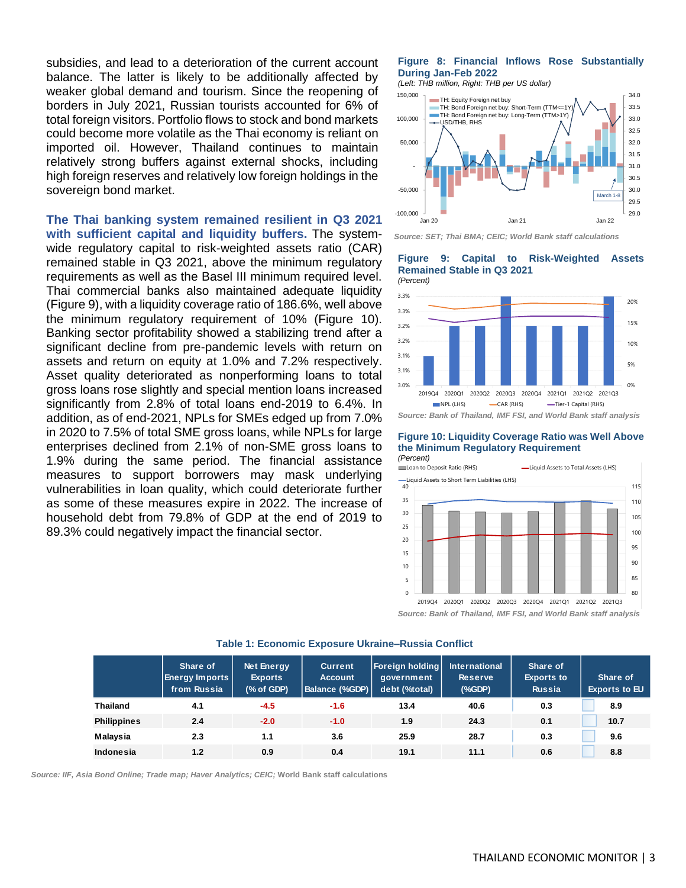subsidies, and lead to a deterioration of the current account balance. The latter is likely to be additionally affected by weaker global demand and tourism. Since the reopening of borders in July 2021, Russian tourists accounted for 6% of total foreign visitors. Portfolio flows to stock and bond markets could become more volatile as the Thai economy is reliant on imported oil. However, Thailand continues to maintain relatively strong buffers against external shocks, including high foreign reserves and relatively low foreign holdings in the sovereign bond market.

**The Thai banking system remained resilient in Q3 2021 with sufficient capital and liquidity buffers.** The system-wide regulatory capital to risk-weighted assets ratio (CAR) remained stable in Q3 2021, above the minimum regulatory requirements as well as the Basel III minimum required level. Thai commercial banks also maintained adequate liquidity (Figure 9), with a liquidity coverage ratio of 186.6%, well above the minimum regulatory requirement of 10% (Figure 10). Banking sector profitability showed a stabilizing trend after a significant decline from pre-pandemic levels with return on assets and return on equity at 1.0% and 7.2% respectively. Asset quality deteriorated as nonperforming loans to total gross loans rose slightly and special mention loans increased significantly from 2.8% of total loans end-2019 to 6.4%. In addition, as of end-2021, NPLs for SMEs edged up from 7.0% in 2020 to 7.5% of total SME gross loans, while NPLs for large enterprises declined from 2.1% of non-SME gross loans to 1.9% during the same period. The financial assistance measures to support borrowers may mask underlying vulnerabilities in loan quality, which could deteriorate further as some of these measures expire in 2022. The increase of household debt from 79.8% of GDP at the end of 2019 to 89.3% could negatively impact the financial sector.

**Figure 8: Financial Inflows Rose Substantially During Jan-Feb 2022**
*(Left: THB million, Right: THB per US dollar)*

*Source: SET; Thai BMA; CEIC; World Bank staff calculations*

**Figure 9: Capital to Risk-Weighted Assets Remained Stable in Q3 2021**
*(Percent)*

*Source: Bank of Thailand, IMF FSI, and World Bank staff analysis*

**Figure 10: Liquidity Coverage Ratio was Well Above the Minimum Regulatory Requirement**
*(Percent)*

*Source: Bank of Thailand, IMF FSI, and World Bank staff analysis*

**Table 1: Economic Exposure Ukraine–Russia Conflict**

| | Share of Energy Imports from Russia | Net Energy Exports (% of GDP) | Current Account Balance (%GDP) | Foreign holding government debt (%total) | International Reserve (%GDP) | Share of Exports to Russia | Share of Exports to EU |
|---|---|---|---|---|---|---|---|
| **Thailand** | 4.1 | -4.5 | -1.6 | 13.4 | 40.6 | 0.3 | 8.9 |
| **Philippines** | 2.4 | -2.0 | -1.0 | 1.9 | 24.3 | 0.1 | 10.7 |
| **Malaysia** | 2.3 | 1.1 | 3.6 | 25.9 | 28.7 | 0.3 | 9.6 |
| **Indonesia** | 1.2 | 0.9 | 0.4 | 19.1 | 11.1 | 0.6 | 8.8 |

*Source: IIF, Asia Bond Online; Trade map; Haver Analytics; CEIC;* World Bank staff calculations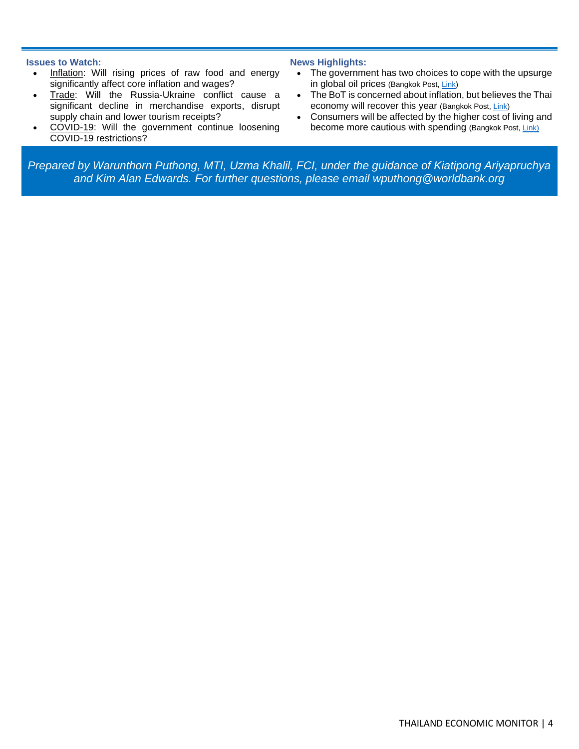**Issues to Watch:**

- Inflation: Will rising prices of raw food and energy significantly affect core inflation and wages?
- Trade: Will the Russia-Ukraine conflict cause a significant decline in merchandise exports, disrupt supply chain and lower tourism receipts?
- COVID-19: Will the government continue loosening COVID-19 restrictions?

**News Highlights:**

- The government has two choices to cope with the upsurge in global oil prices (Bangkok Post, Link)
- The BoT is concerned about inflation, but believes the Thai economy will recover this year (Bangkok Post, Link)
- Consumers will be affected by the higher cost of living and become more cautious with spending (Bangkok Post, Link)

*Prepared by Warunthorn Puthong, MTI, Uzma Khalil, FCI, under the guidance of Kiatipong Ariyapruchya and Kim Alan Edwards. For further questions, please email wputhong@worldbank.org*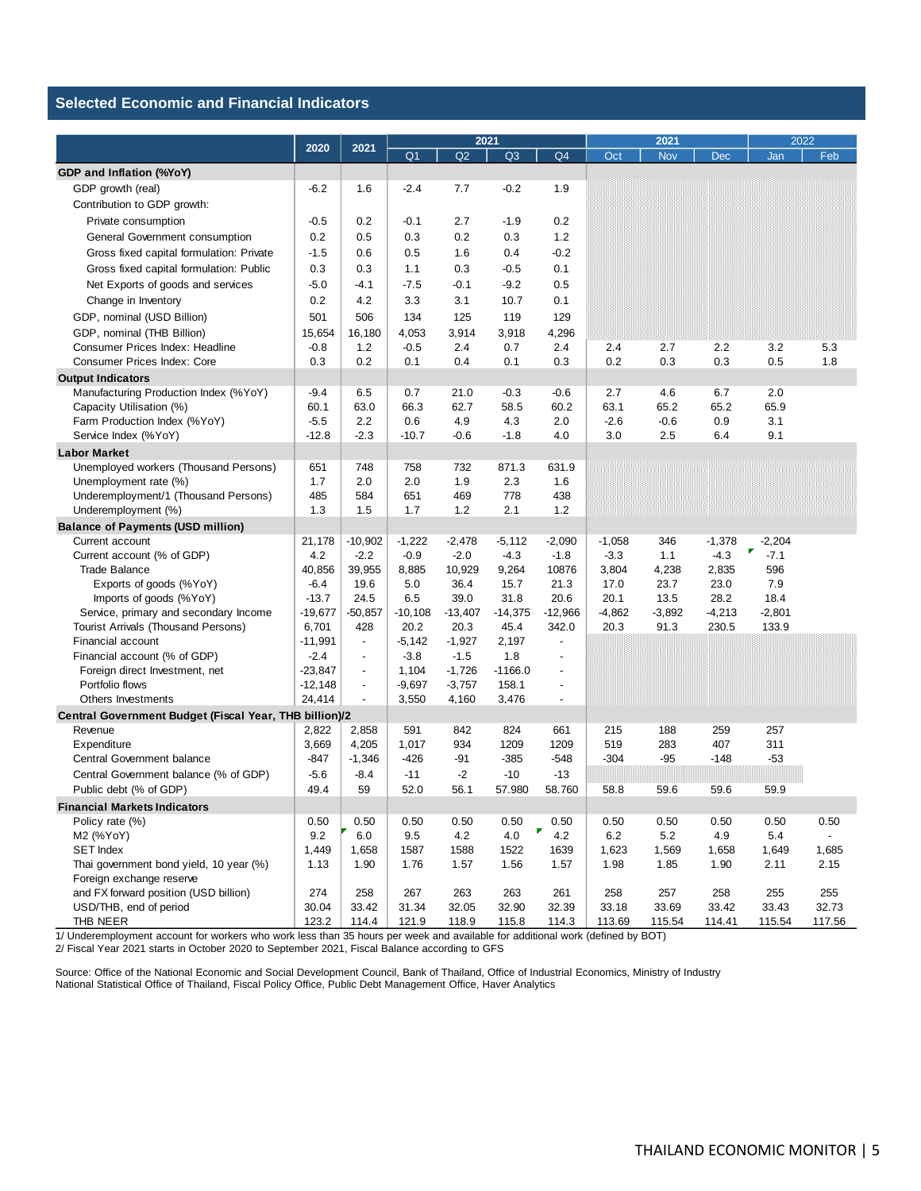## Selected Economic and Financial Indicators

| | 2020 | 2021 | 2021 | | | | 2021 | | | 2022 | |
|---|---|---|---|---|---|---|---|---|---|---|---|
| | | | Q1 | Q2 | Q3 | Q4 | Oct | Nov | Dec | Jan | Feb |
| **GDP and Inflation (%YoY)** | | | | | | | | | | | |
| GDP growth (real) | -6.2 | 1.6 | -2.4 | 7.7 | -0.2 | 1.9 | | | | | |
| Contribution to GDP growth: | | | | | | | | | | | |
| Private consumption | -0.5 | 0.2 | -0.1 | 2.7 | -1.9 | 0.2 | | | | | |
| General Government consumption | 0.2 | 0.5 | 0.3 | 0.2 | 0.3 | 1.2 | | | | | |
| Gross fixed capital formulation: Private | -1.5 | 0.6 | 0.5 | 1.6 | 0.4 | -0.2 | | | | | |
| Gross fixed capital formulation: Public | 0.3 | 0.3 | 1.1 | 0.3 | -0.5 | 0.1 | | | | | |
| Net Exports of goods and services | -5.0 | -4.1 | -7.5 | -0.1 | -9.2 | 0.5 | | | | | |
| Change in Inventory | 0.2 | 4.2 | 3.3 | 3.1 | 10.7 | 0.1 | | | | | |
| GDP, nominal (USD Billion) | 501 | 506 | 134 | 125 | 119 | 129 | | | | | |
| GDP, nominal (THB Billion) | 15,654 | 16,180 | 4,053 | 3,914 | 3,918 | 4,296 | | | | | |
| Consumer Prices Index: Headline | -0.8 | 1.2 | -0.5 | 2.4 | 0.7 | 2.4 | 2.4 | 2.7 | 2.2 | 3.2 | 5.3 |
| Consumer Prices Index: Core | 0.3 | 0.2 | 0.1 | 0.4 | 0.1 | 0.3 | 0.2 | 0.3 | 0.3 | 0.5 | 1.8 |
| **Output Indicators** | | | | | | | | | | | |
| Manufacturing Production Index (%YoY) | -9.4 | 6.5 | 0.7 | 21.0 | -0.3 | -0.6 | 2.7 | 4.6 | 6.7 | 2.0 | |
| Capacity Utilisation (%) | 60.1 | 63.0 | 66.3 | 62.7 | 58.5 | 60.2 | 63.1 | 65.2 | 65.2 | 65.9 | |
| Farm Production Index (%YoY) | -5.5 | 2.2 | 0.6 | 4.9 | 4.3 | 2.0 | -2.6 | -0.6 | 0.9 | 3.1 | |
| Service Index (%YoY) | -12.8 | -2.3 | -10.7 | -0.6 | -1.8 | 4.0 | 3.0 | 2.5 | 6.4 | 9.1 | |
| **Labor Market** | | | | | | | | | | | |
| Unemployed workers (Thousand Persons) | 651 | 748 | 758 | 732 | 871.3 | 631.9 | | | | | |
| Unemployment rate (%) | 1.7 | 2.0 | 2.0 | 1.9 | 2.3 | 1.6 | | | | | |
| Underemployment/1 (Thousand Persons) | 485 | 584 | 651 | 469 | 778 | 438 | | | | | |
| Underemployment (%) | 1.3 | 1.5 | 1.7 | 1.2 | 2.1 | 1.2 | | | | | |
| **Balance of Payments (USD million)** | | | | | | | | | | | |
| Current account | 21,178 | -10,902 | -1,222 | -2,478 | -5,112 | -2,090 | -1,058 | 346 | -1,378 | -2,204 | |
| Current account (% of GDP) | 4.2 | -2.2 | -0.9 | -2.0 | -4.3 | -1.8 | -3.3 | 1.1 | -4.3 | -7.1 | |
| Trade Balance | 40,856 | 39,955 | 8,885 | 10,929 | 9,264 | 10876 | 3,804 | 4,238 | 2,835 | 596 | |
| Exports of goods (%YoY) | -6.4 | 19.6 | 5.0 | 36.4 | 15.7 | 21.3 | 17.0 | 23.7 | 23.0 | 7.9 | |
| Imports of goods (%YoY) | -13.7 | 24.5 | 6.5 | 39.0 | 31.8 | 20.6 | 20.1 | 13.5 | 28.2 | 18.4 | |
| Service, primary and secondary Income | -19,677 | -50,857 | -10,108 | -13,407 | -14,375 | -12,966 | -4,862 | -3,892 | -4,213 | -2,801 | |
| Tourist Arrivals (Thousand Persons) | 6,701 | 428 | 20.2 | 20.3 | 45.4 | 342.0 | 20.3 | 91.3 | 230.5 | 133.9 | |
| Financial account | -11,991 | - | -5,142 | -1,927 | 2,197 | - | | | | | |
| Financial account (% of GDP) | -2.4 | - | -3.8 | -1.5 | 1.8 | - | | | | | |
| Foreign direct Investment, net | -23,847 | - | 1,104 | -1,726 | -1166.0 | - | | | | | |
| Portfolio flows | -12,148 | - | -9,697 | -3,757 | 158.1 | - | | | | | |
| Others Investments | 24,414 | - | 3,550 | 4,160 | 3,476 | - | | | | | |
| **Central Government Budget (Fiscal Year, THB billion)/2** | | | | | | | | | | | |
| Revenue | 2,822 | 2,858 | 591 | 842 | 824 | 661 | 215 | 188 | 259 | 257 | |
| Expenditure | 3,669 | 4,205 | 1,017 | 934 | 1209 | 1209 | 519 | 283 | 407 | 311 | |
| Central Government balance | -847 | -1,346 | -426 | -91 | -385 | -548 | -304 | -95 | -148 | -53 | |
| Central Government balance (% of GDP) | -5.6 | -8.4 | -11 | -2 | -10 | -13 | | | | | |
| Public debt (% of GDP) | 49.4 | 59 | 52.0 | 56.1 | 57.980 | 58.760 | 58.8 | 59.6 | 59.6 | 59.9 | |
| **Financial Markets Indicators** | | | | | | | | | | | |
| Policy rate (%) | 0.50 | 0.50 | 0.50 | 0.50 | 0.50 | 0.50 | 0.50 | 0.50 | 0.50 | 0.50 | 0.50 |
| M2 (%YoY) | 9.2 | 6.0 | 9.5 | 4.2 | 4.0 | 4.2 | 6.2 | 5.2 | 4.9 | 5.4 | - |
| SET Index | 1,449 | 1,658 | 1587 | 1588 | 1522 | 1639 | 1,623 | 1,569 | 1,658 | 1,649 | 1,685 |
| Thai government bond yield, 10 year (%) | 1.13 | 1.90 | 1.76 | 1.57 | 1.56 | 1.57 | 1.98 | 1.85 | 1.90 | 2.11 | 2.15 |
| Foreign exchange reserve and FX forward position (USD billion) | 274 | 258 | 267 | 263 | 263 | 261 | 258 | 257 | 258 | 255 | 255 |
| USD/THB, end of period | 30.04 | 33.42 | 31.34 | 32.05 | 32.90 | 32.39 | 33.18 | 33.69 | 33.42 | 33.43 | 32.73 |
| THB NEER | 123.2 | 114.4 | 121.9 | 118.9 | 115.8 | 114.3 | 113.69 | 115.54 | 114.41 | 115.54 | 117.56 |

1/ Underemployment account for workers who work less than 35 hours per week and available for additional work (defined by BOT)
2/ Fiscal Year 2021 starts in October 2020 to September 2021, Fiscal Balance according to GFS

Source: Office of the National Economic and Social Development Council, Bank of Thailand, Office of Industrial Economics, Ministry of Industry
National Statistical Office of Thailand, Fiscal Policy Office, Public Debt Management Office, Haver Analytics